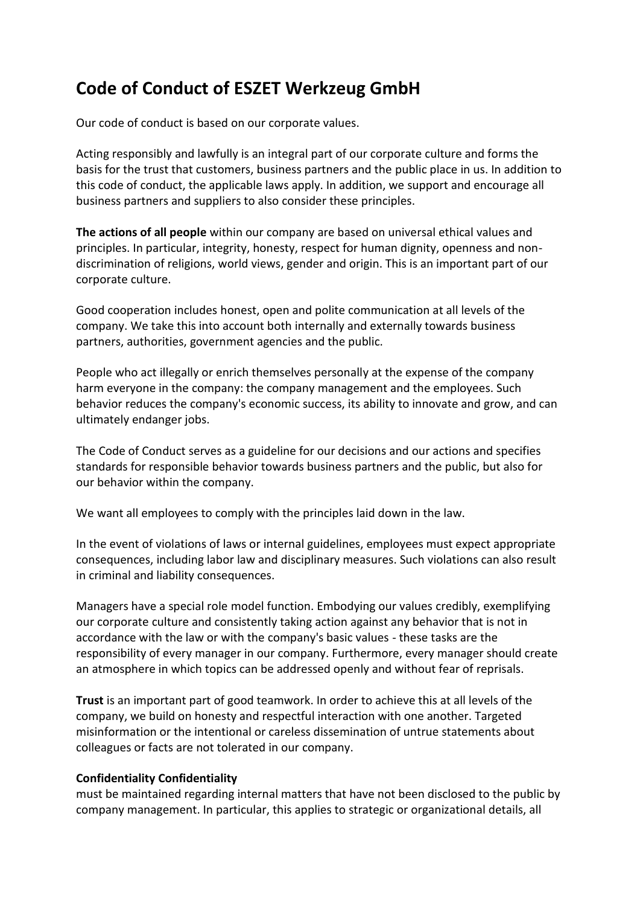# Code of Conduct of ESZET Werkzeug GmbH

Our code of conduct is based on our corporate values.

Acting responsibly and lawfully is an integral part of our corporate culture and forms the basis for the trust that customers, business partners and the public place in us. In addition to this code of conduct, the applicable laws apply. In addition, we support and encourage all business partners and suppliers to also consider these principles.

**The actions of all people** within our company are based on universal ethical values and principles. In particular, integrity, honesty, respect for human dignity, openness and non-discrimination of religions, world views, gender and origin. This is an important part of our corporate culture.

Good cooperation includes honest, open and polite communication at all levels of the company. We take this into account both internally and externally towards business partners, authorities, government agencies and the public.

People who act illegally or enrich themselves personally at the expense of the company harm everyone in the company: the company management and the employees. Such behavior reduces the company's economic success, its ability to innovate and grow, and can ultimately endanger jobs.

The Code of Conduct serves as a guideline for our decisions and our actions and specifies standards for responsible behavior towards business partners and the public, but also for our behavior within the company.

We want all employees to comply with the principles laid down in the law.

In the event of violations of laws or internal guidelines, employees must expect appropriate consequences, including labor law and disciplinary measures. Such violations can also result in criminal and liability consequences.

Managers have a special role model function. Embodying our values credibly, exemplifying our corporate culture and consistently taking action against any behavior that is not in accordance with the law or with the company's basic values - these tasks are the responsibility of every manager in our company. Furthermore, every manager should create an atmosphere in which topics can be addressed openly and without fear of reprisals.

**Trust** is an important part of good teamwork. In order to achieve this at all levels of the company, we build on honesty and respectful interaction with one another. Targeted misinformation or the intentional or careless dissemination of untrue statements about colleagues or facts are not tolerated in our company.

**Confidentiality Confidentiality**
must be maintained regarding internal matters that have not been disclosed to the public by company management. In particular, this applies to strategic or organizational details, all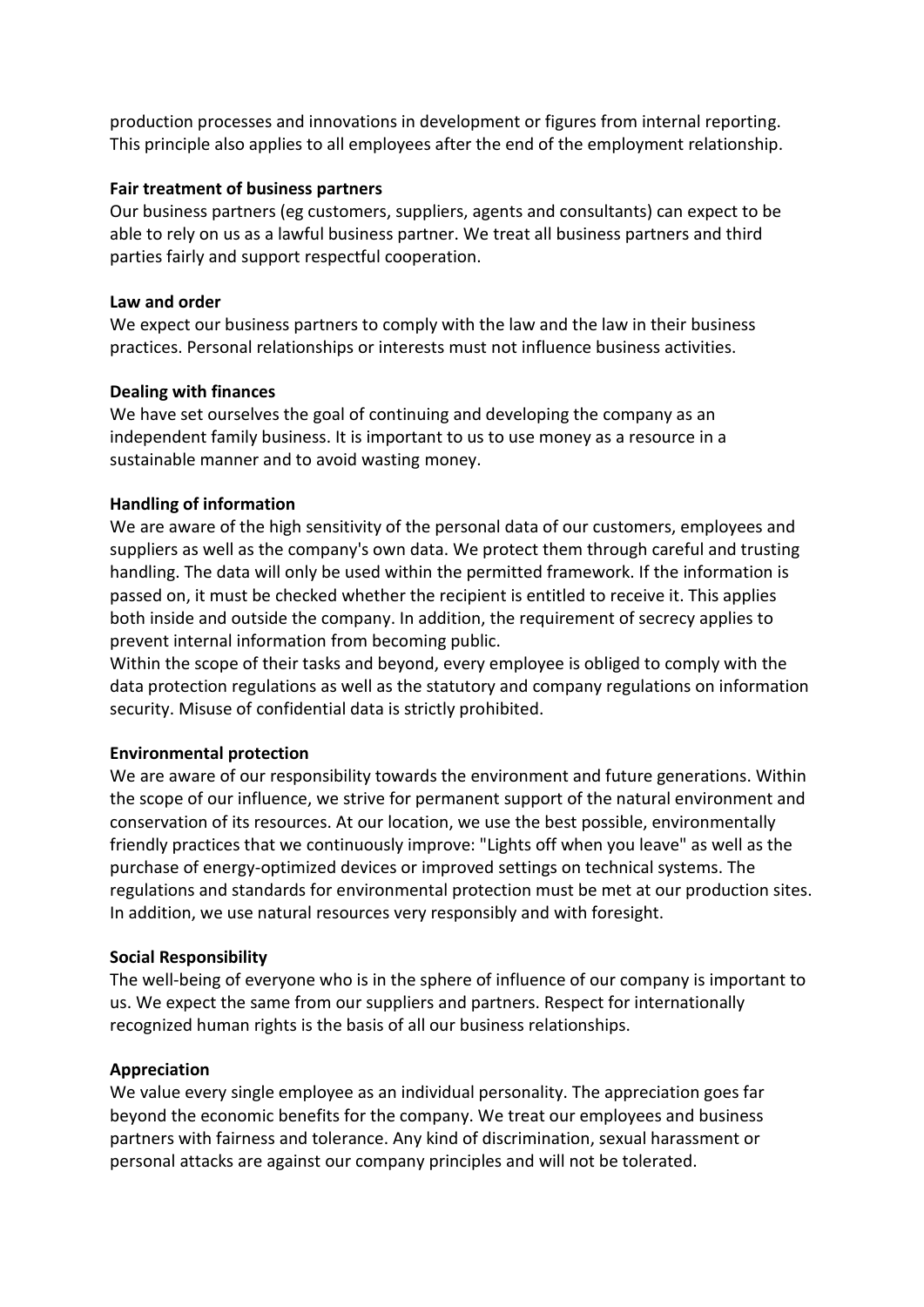production processes and innovations in development or figures from internal reporting. This principle also applies to all employees after the end of the employment relationship.

**Fair treatment of business partners**

Our business partners (eg customers, suppliers, agents and consultants) can expect to be able to rely on us as a lawful business partner. We treat all business partners and third parties fairly and support respectful cooperation.

**Law and order**

We expect our business partners to comply with the law and the law in their business practices. Personal relationships or interests must not influence business activities.

**Dealing with finances**

We have set ourselves the goal of continuing and developing the company as an independent family business. It is important to us to use money as a resource in a sustainable manner and to avoid wasting money.

**Handling of information**

We are aware of the high sensitivity of the personal data of our customers, employees and suppliers as well as the company's own data. We protect them through careful and trusting handling. The data will only be used within the permitted framework. If the information is passed on, it must be checked whether the recipient is entitled to receive it. This applies both inside and outside the company. In addition, the requirement of secrecy applies to prevent internal information from becoming public.

Within the scope of their tasks and beyond, every employee is obliged to comply with the data protection regulations as well as the statutory and company regulations on information security. Misuse of confidential data is strictly prohibited.

**Environmental protection**

We are aware of our responsibility towards the environment and future generations. Within the scope of our influence, we strive for permanent support of the natural environment and conservation of its resources. At our location, we use the best possible, environmentally friendly practices that we continuously improve: "Lights off when you leave" as well as the purchase of energy-optimized devices or improved settings on technical systems. The regulations and standards for environmental protection must be met at our production sites. In addition, we use natural resources very responsibly and with foresight.

**Social Responsibility**

The well-being of everyone who is in the sphere of influence of our company is important to us. We expect the same from our suppliers and partners. Respect for internationally recognized human rights is the basis of all our business relationships.

**Appreciation**

We value every single employee as an individual personality. The appreciation goes far beyond the economic benefits for the company. We treat our employees and business partners with fairness and tolerance. Any kind of discrimination, sexual harassment or personal attacks are against our company principles and will not be tolerated.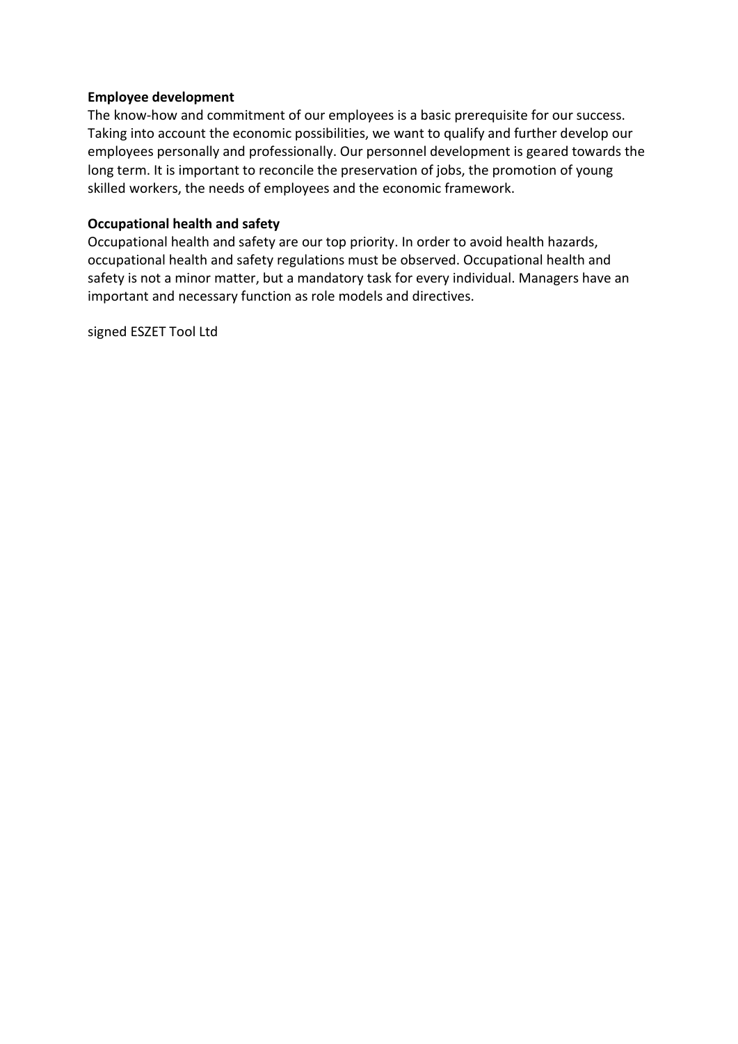**Employee development**

The know-how and commitment of our employees is a basic prerequisite for our success. Taking into account the economic possibilities, we want to qualify and further develop our employees personally and professionally. Our personnel development is geared towards the long term. It is important to reconcile the preservation of jobs, the promotion of young skilled workers, the needs of employees and the economic framework.

**Occupational health and safety**

Occupational health and safety are our top priority. In order to avoid health hazards, occupational health and safety regulations must be observed. Occupational health and safety is not a minor matter, but a mandatory task for every individual. Managers have an important and necessary function as role models and directives.

signed ESZET Tool Ltd